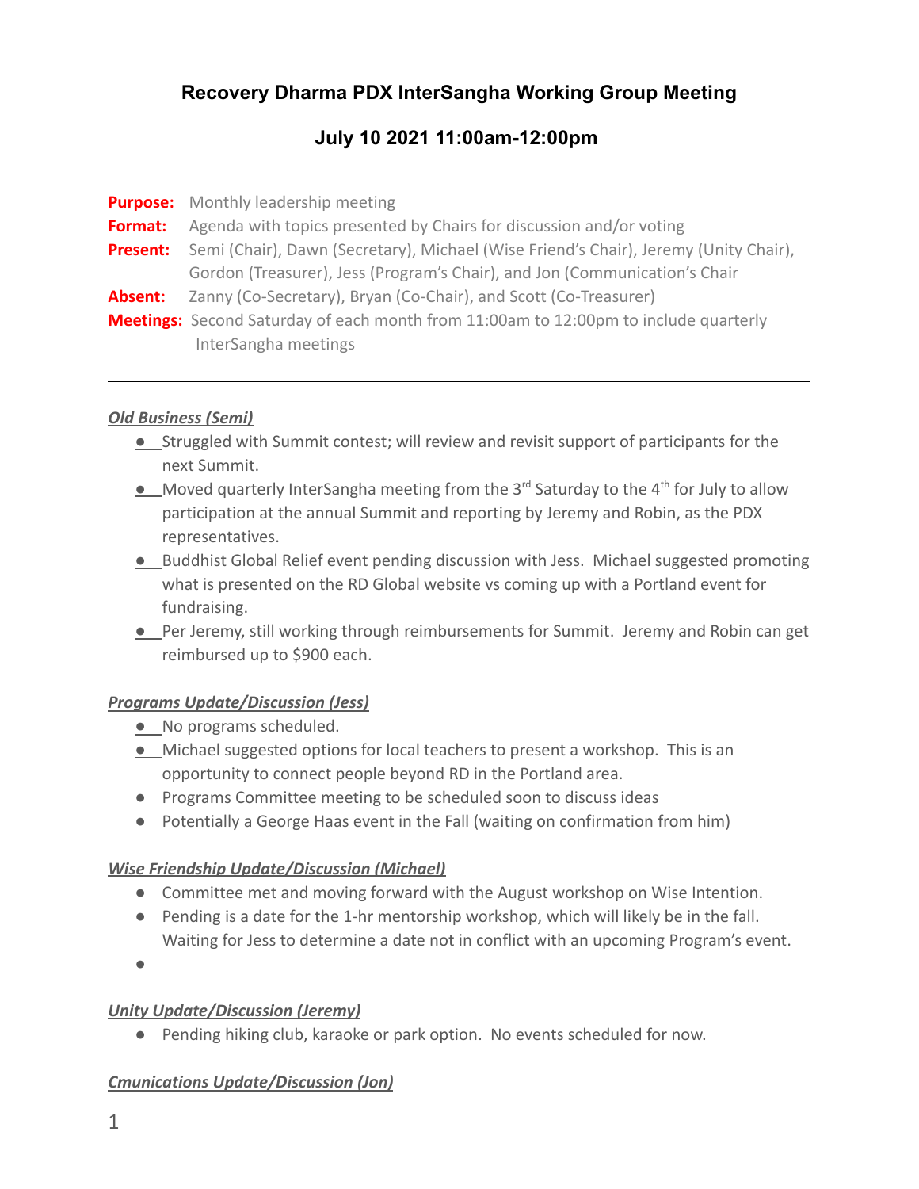# Recovery Dharma PDX InterSangha Working Group Meeting

## July 10 2021 11:00am-12:00pm

**Purpose:** Monthly leadership meeting
**Format:** Agenda with topics presented by Chairs for discussion and/or voting
**Present:** Semi (Chair), Dawn (Secretary), Michael (Wise Friend's Chair), Jeremy (Unity Chair), Gordon (Treasurer), Jess (Program's Chair), and Jon (Communication's Chair
**Absent:** Zanny (Co-Secretary), Bryan (Co-Chair), and Scott (Co-Treasurer)
**Meetings:** Second Saturday of each month from 11:00am to 12:00pm to include quarterly InterSangha meetings

---

***Old Business (Semi)***

- Struggled with Summit contest; will review and revisit support of participants for the next Summit.
- Moved quarterly InterSangha meeting from the 3rd Saturday to the 4th for July to allow participation at the annual Summit and reporting by Jeremy and Robin, as the PDX representatives.
- Buddhist Global Relief event pending discussion with Jess. Michael suggested promoting what is presented on the RD Global website vs coming up with a Portland event for fundraising.
- Per Jeremy, still working through reimbursements for Summit. Jeremy and Robin can get reimbursed up to $900 each.

***Programs Update/Discussion (Jess)***

- No programs scheduled.
- Michael suggested options for local teachers to present a workshop. This is an opportunity to connect people beyond RD in the Portland area.
- Programs Committee meeting to be scheduled soon to discuss ideas
- Potentially a George Haas event in the Fall (waiting on confirmation from him)

***Wise Friendship Update/Discussion (Michael)***

- Committee met and moving forward with the August workshop on Wise Intention.
- Pending is a date for the 1-hr mentorship workshop, which will likely be in the fall. Waiting for Jess to determine a date not in conflict with an upcoming Program's event.
- 

***Unity Update/Discussion (Jeremy)***

- Pending hiking club, karaoke or park option. No events scheduled for now.

***Cmunications Update/Discussion (Jon)***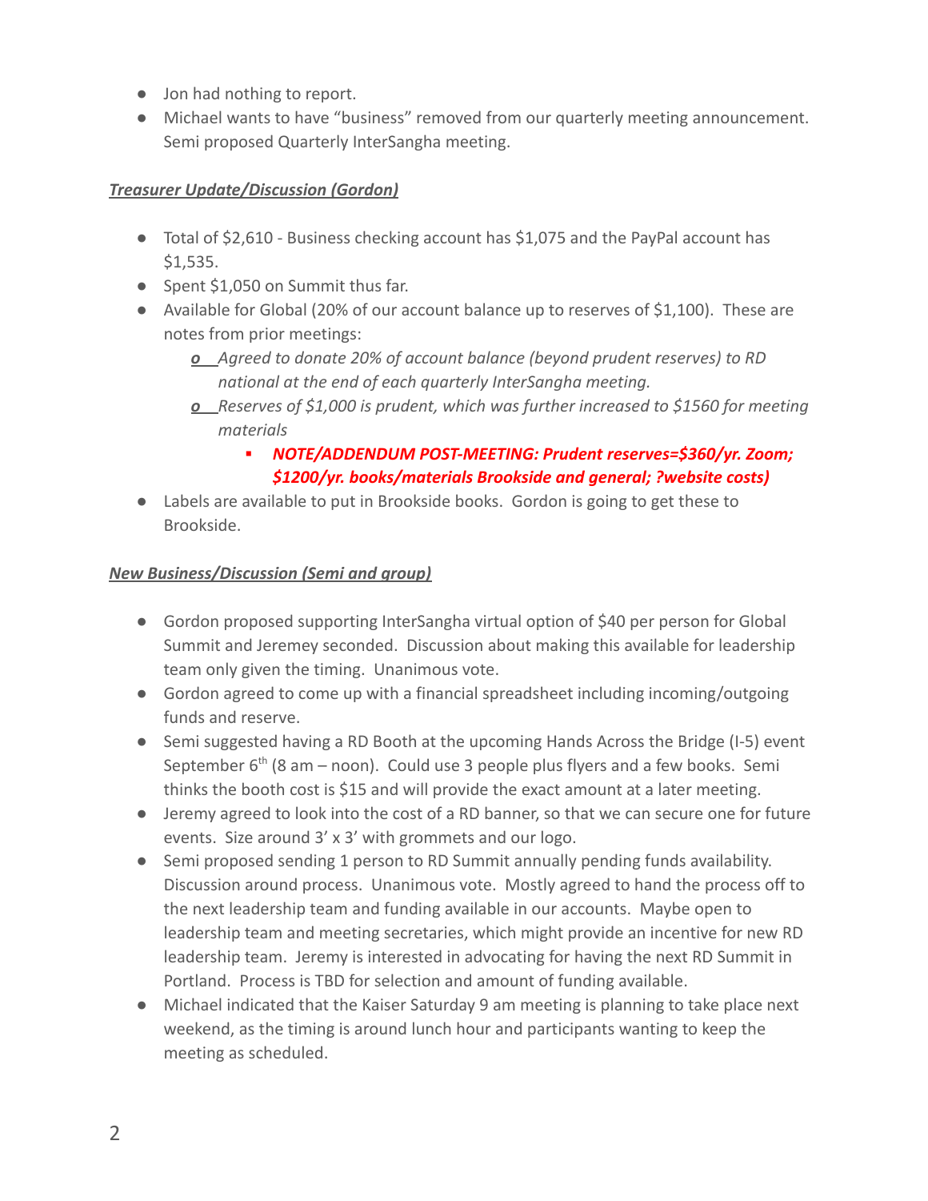- Jon had nothing to report.
- Michael wants to have "business" removed from our quarterly meeting announcement. Semi proposed Quarterly InterSangha meeting.

***Treasurer Update/Discussion (Gordon)***

- Total of $2,610 - Business checking account has $1,075 and the PayPal account has $1,535.
- Spent $1,050 on Summit thus far.
- Available for Global (20% of our account balance up to reserves of $1,100). These are notes from prior meetings:
  - *Agreed to donate 20% of account balance (beyond prudent reserves) to RD national at the end of each quarterly InterSangha meeting.*
  - *Reserves of $1,000 is prudent, which was further increased to $1560 for meeting materials*
    - ***NOTE/ADDENDUM POST-MEETING: Prudent reserves=$360/yr. Zoom; $1200/yr. books/materials Brookside and general; ?website costs)***
- Labels are available to put in Brookside books. Gordon is going to get these to Brookside.

***New Business/Discussion (Semi and group)***

- Gordon proposed supporting InterSangha virtual option of $40 per person for Global Summit and Jeremey seconded. Discussion about making this available for leadership team only given the timing. Unanimous vote.
- Gordon agreed to come up with a financial spreadsheet including incoming/outgoing funds and reserve.
- Semi suggested having a RD Booth at the upcoming Hands Across the Bridge (I-5) event September 6th (8 am – noon). Could use 3 people plus flyers and a few books. Semi thinks the booth cost is $15 and will provide the exact amount at a later meeting.
- Jeremy agreed to look into the cost of a RD banner, so that we can secure one for future events. Size around 3' x 3' with grommets and our logo.
- Semi proposed sending 1 person to RD Summit annually pending funds availability. Discussion around process. Unanimous vote. Mostly agreed to hand the process off to the next leadership team and funding available in our accounts. Maybe open to leadership team and meeting secretaries, which might provide an incentive for new RD leadership team. Jeremy is interested in advocating for having the next RD Summit in Portland. Process is TBD for selection and amount of funding available.
- Michael indicated that the Kaiser Saturday 9 am meeting is planning to take place next weekend, as the timing is around lunch hour and participants wanting to keep the meeting as scheduled.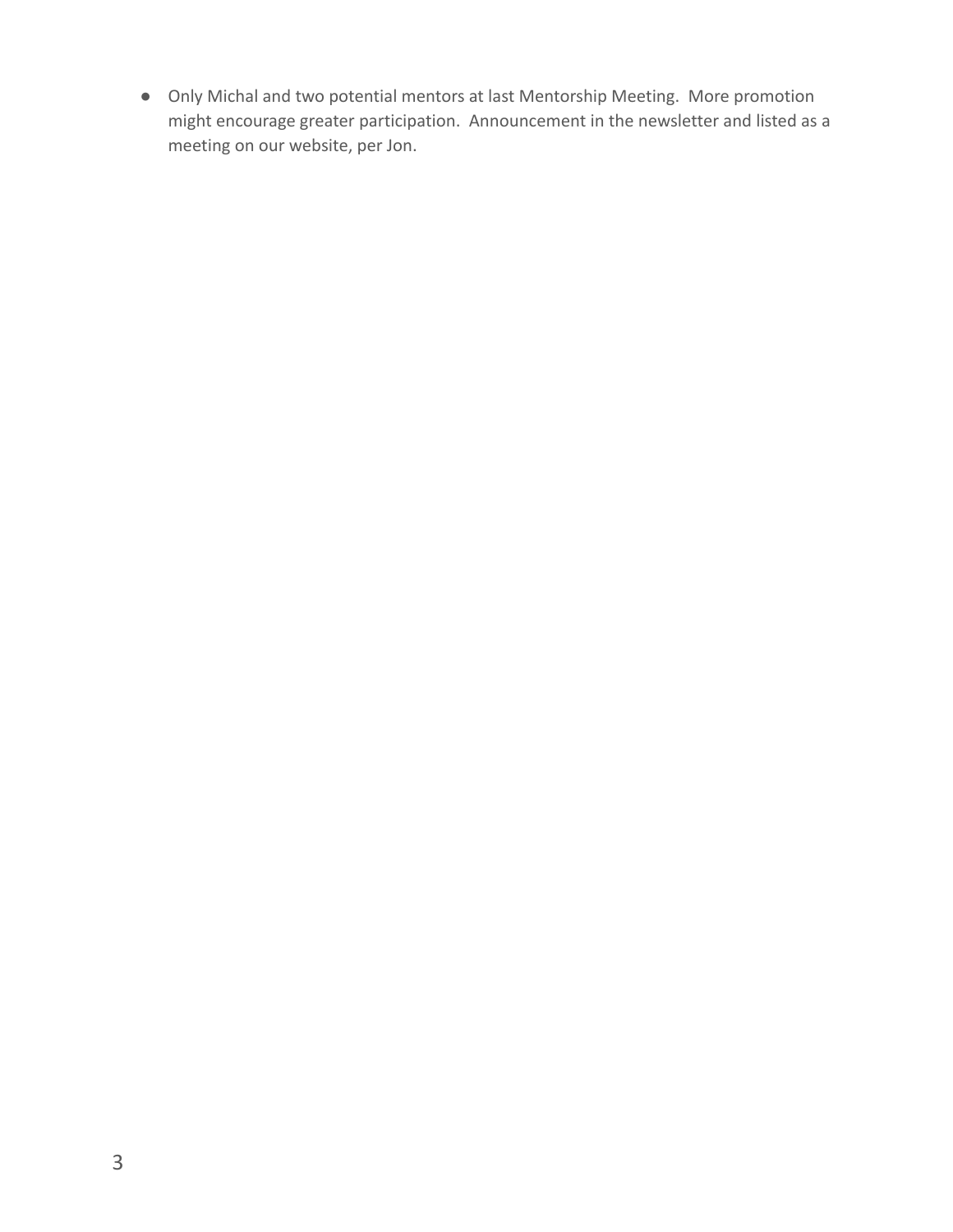- Only Michal and two potential mentors at last Mentorship Meeting.  More promotion might encourage greater participation.  Announcement in the newsletter and listed as a meeting on our website, per Jon.